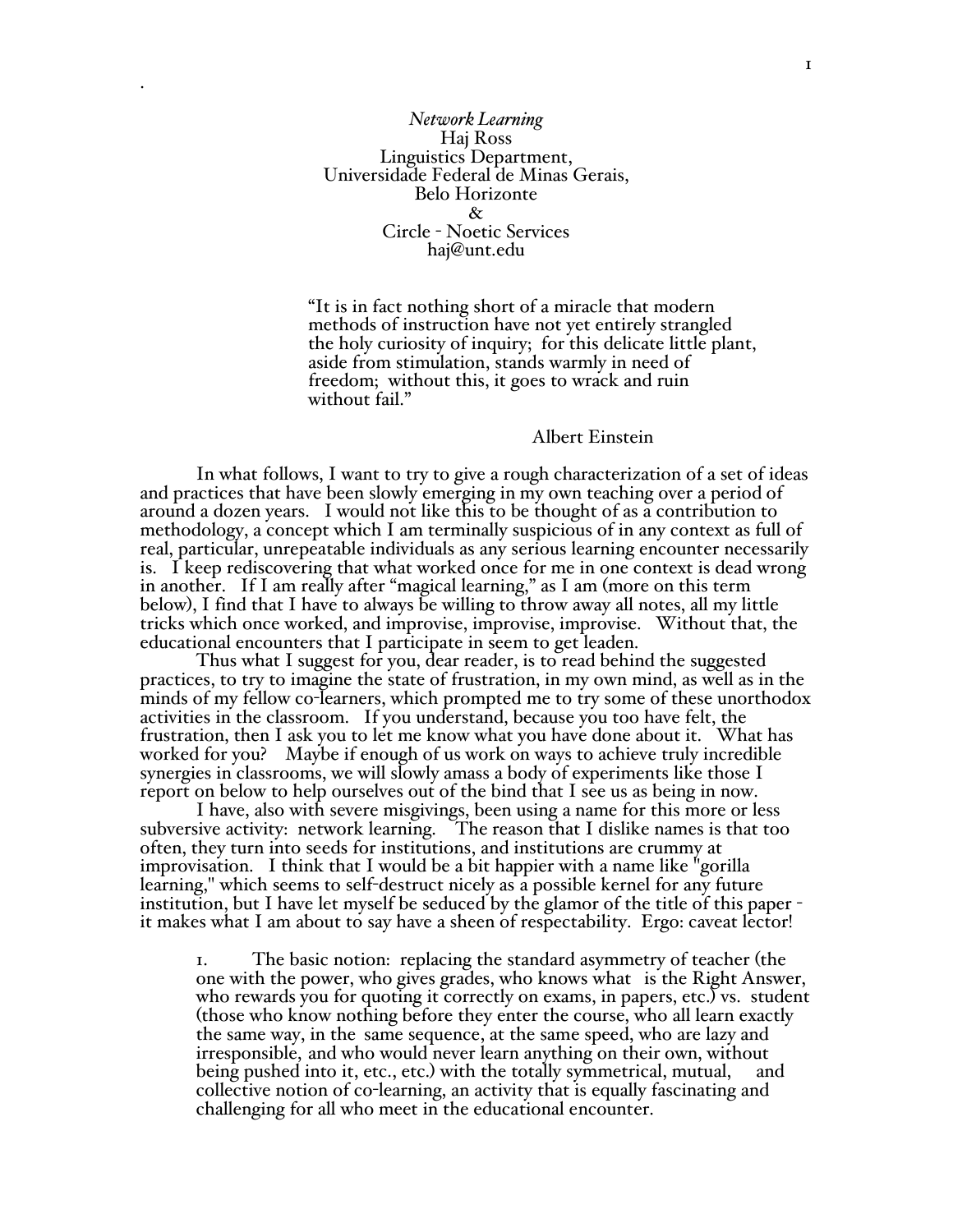*Network Learning*
Haj Ross
Linguistics Department,
Universidade Federal de Minas Gerais,
Belo Horizonte
&
Circle - Noetic Services
haj@unt.edu

> "It is in fact nothing short of a miracle that modern methods of instruction have not yet entirely strangled the holy curiosity of inquiry; for this delicate little plant, aside from stimulation, stands warmly in need of freedom; without this, it goes to wrack and ruin without fail."
>
> Albert Einstein

In what follows, I want to try to give a rough characterization of a set of ideas and practices that have been slowly emerging in my own teaching over a period of around a dozen years. I would not like this to be thought of as a contribution to methodology, a concept which I am terminally suspicious of in any context as full of real, particular, unrepeatable individuals as any serious learning encounter necessarily is. I keep rediscovering that what worked once for me in one context is dead wrong in another. If I am really after "magical learning," as I am (more on this term below), I find that I have to always be willing to throw away all notes, all my little tricks which once worked, and improvise, improvise, improvise. Without that, the educational encounters that I participate in seem to get leaden.

Thus what I suggest for you, dear reader, is to read behind the suggested practices, to try to imagine the state of frustration, in my own mind, as well as in the minds of my fellow co-learners, which prompted me to try some of these unorthodox activities in the classroom. If you understand, because you too have felt, the frustration, then I ask you to let me know what you have done about it. What has worked for you? Maybe if enough of us work on ways to achieve truly incredible synergies in classrooms, we will slowly amass a body of experiments like those I report on below to help ourselves out of the bind that I see us as being in now.

I have, also with severe misgivings, been using a name for this more or less subversive activity: network learning. The reason that I dislike names is that too often, they turn into seeds for institutions, and institutions are crummy at improvisation. I think that I would be a bit happier with a name like "gorilla learning," which seems to self-destruct nicely as a possible kernel for any future institution, but I have let myself be seduced by the glamor of the title of this paper - it makes what I am about to say have a sheen of respectability. Ergo: caveat lector!

1. The basic notion: replacing the standard asymmetry of teacher (the one with the power, who gives grades, who knows what is the Right Answer, who rewards you for quoting it correctly on exams, in papers, etc.) vs. student (those who know nothing before they enter the course, who all learn exactly the same way, in the same sequence, at the same speed, who are lazy and irresponsible, and who would never learn anything on their own, without being pushed into it, etc., etc.) with the totally symmetrical, mutual, and collective notion of co-learning, an activity that is equally fascinating and challenging for all who meet in the educational encounter.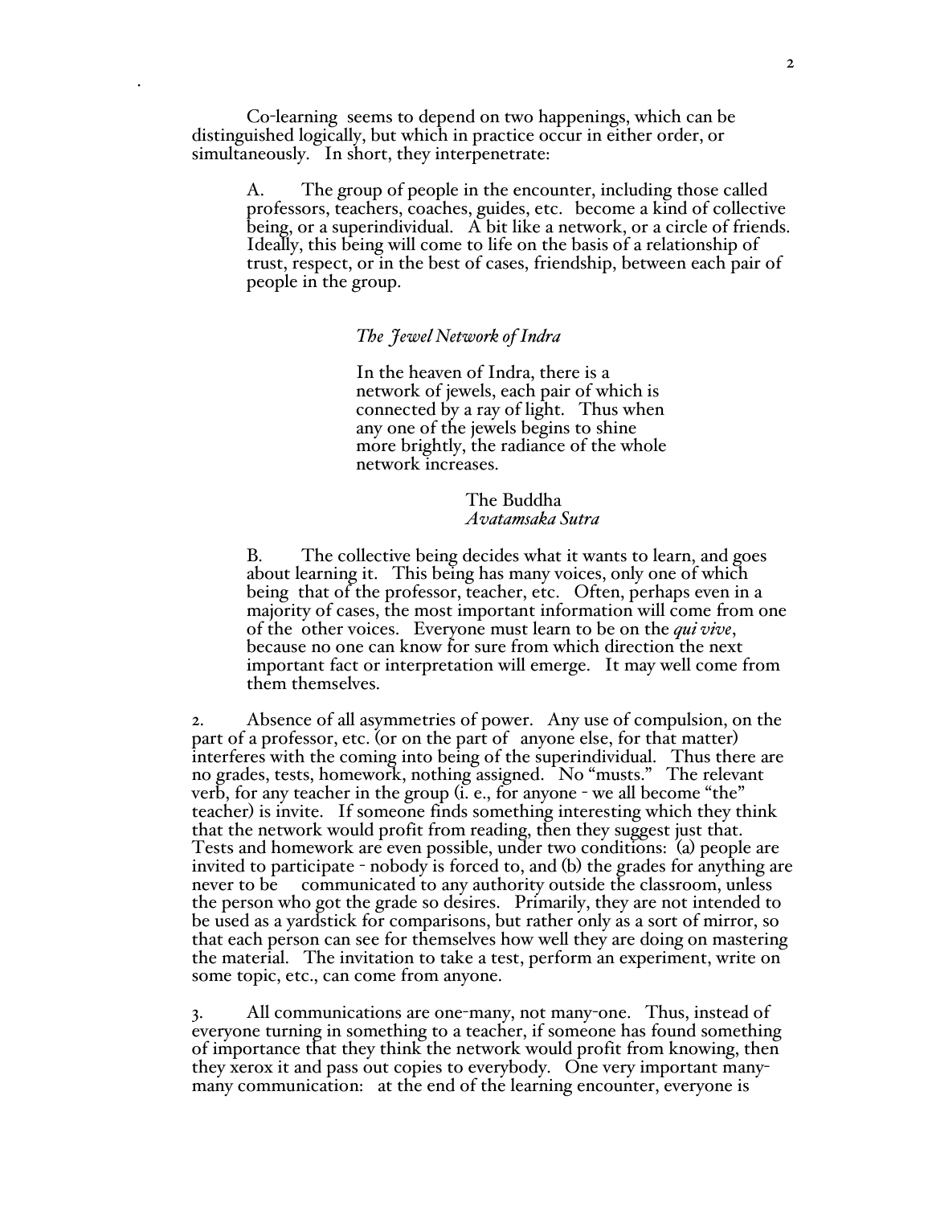Co-learning seems to depend on two happenings, which can be distinguished logically, but which in practice occur in either order, or simultaneously. In short, they interpenetrate:

A. The group of people in the encounter, including those called professors, teachers, coaches, guides, etc. become a kind of collective being, or a superindividual. A bit like a network, or a circle of friends. Ideally, this being will come to life on the basis of a relationship of trust, respect, or in the best of cases, friendship, between each pair of people in the group.

> *The Jewel Network of Indra*
>
> In the heaven of Indra, there is a network of jewels, each pair of which is connected by a ray of light. Thus when any one of the jewels begins to shine more brightly, the radiance of the whole network increases.
>
> The Buddha
> *Avatamsaka Sutra*

B. The collective being decides what it wants to learn, and goes about learning it. This being has many voices, only one of which being that of the professor, teacher, etc. Often, perhaps even in a majority of cases, the most important information will come from one of the other voices. Everyone must learn to be on the *qui vive*, because no one can know for sure from which direction the next important fact or interpretation will emerge. It may well come from them themselves.

2. Absence of all asymmetries of power. Any use of compulsion, on the part of a professor, etc. (or on the part of anyone else, for that matter) interferes with the coming into being of the superindividual. Thus there are no grades, tests, homework, nothing assigned. No "musts." The relevant verb, for any teacher in the group (i. e., for anyone - we all become "the" teacher) is invite. If someone finds something interesting which they think that the network would profit from reading, then they suggest just that. Tests and homework are even possible, under two conditions: (a) people are invited to participate - nobody is forced to, and (b) the grades for anything are never to be communicated to any authority outside the classroom, unless the person who got the grade so desires. Primarily, they are not intended to be used as a yardstick for comparisons, but rather only as a sort of mirror, so that each person can see for themselves how well they are doing on mastering the material. The invitation to take a test, perform an experiment, write on some topic, etc., can come from anyone.

3. All communications are one-many, not many-one. Thus, instead of everyone turning in something to a teacher, if someone has found something of importance that they think the network would profit from knowing, then they xerox it and pass out copies to everybody. One very important many-many communication: at the end of the learning encounter, everyone is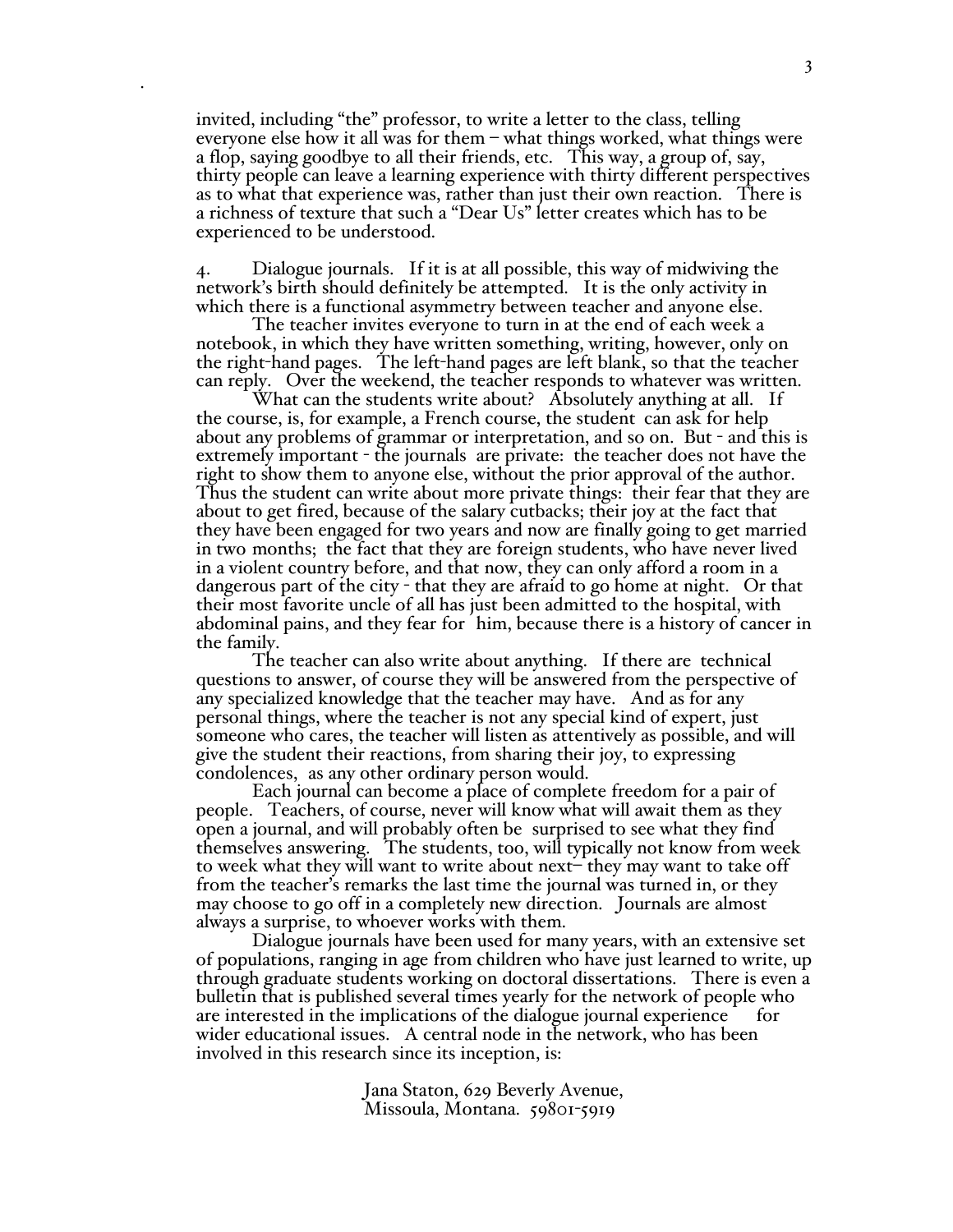invited, including "the" professor, to write a letter to the class, telling everyone else how it all was for them – what things worked, what things were a flop, saying goodbye to all their friends, etc. This way, a group of, say, thirty people can leave a learning experience with thirty different perspectives as to what that experience was, rather than just their own reaction. There is a richness of texture that such a "Dear Us" letter creates which has to be experienced to be understood.

4. Dialogue journals. If it is at all possible, this way of midwiving the network's birth should definitely be attempted. It is the only activity in which there is a functional asymmetry between teacher and anyone else.

The teacher invites everyone to turn in at the end of each week a notebook, in which they have written something, writing, however, only on the right-hand pages. The left-hand pages are left blank, so that the teacher can reply. Over the weekend, the teacher responds to whatever was written.

What can the students write about? Absolutely anything at all. If the course, is, for example, a French course, the student can ask for help about any problems of grammar or interpretation, and so on. But - and this is extremely important - the journals are private: the teacher does not have the right to show them to anyone else, without the prior approval of the author. Thus the student can write about more private things: their fear that they are about to get fired, because of the salary cutbacks; their joy at the fact that they have been engaged for two years and now are finally going to get married in two months; the fact that they are foreign students, who have never lived in a violent country before, and that now, they can only afford a room in a dangerous part of the city - that they are afraid to go home at night. Or that their most favorite uncle of all has just been admitted to the hospital, with abdominal pains, and they fear for him, because there is a history of cancer in the family.

The teacher can also write about anything. If there are technical questions to answer, of course they will be answered from the perspective of any specialized knowledge that the teacher may have. And as for any personal things, where the teacher is not any special kind of expert, just someone who cares, the teacher will listen as attentively as possible, and will give the student their reactions, from sharing their joy, to expressing condolences, as any other ordinary person would.

Each journal can become a place of complete freedom for a pair of people. Teachers, of course, never will know what will await them as they open a journal, and will probably often be surprised to see what they find themselves answering. The students, too, will typically not know from week to week what they will want to write about next– they may want to take off from the teacher's remarks the last time the journal was turned in, or they may choose to go off in a completely new direction. Journals are almost always a surprise, to whoever works with them.

Dialogue journals have been used for many years, with an extensive set of populations, ranging in age from children who have just learned to write, up through graduate students working on doctoral dissertations. There is even a bulletin that is published several times yearly for the network of people who are interested in the implications of the dialogue journal experience for wider educational issues. A central node in the network, who has been involved in this research since its inception, is:

Jana Staton, 629 Beverly Avenue,  
Missoula, Montana. 59801-5919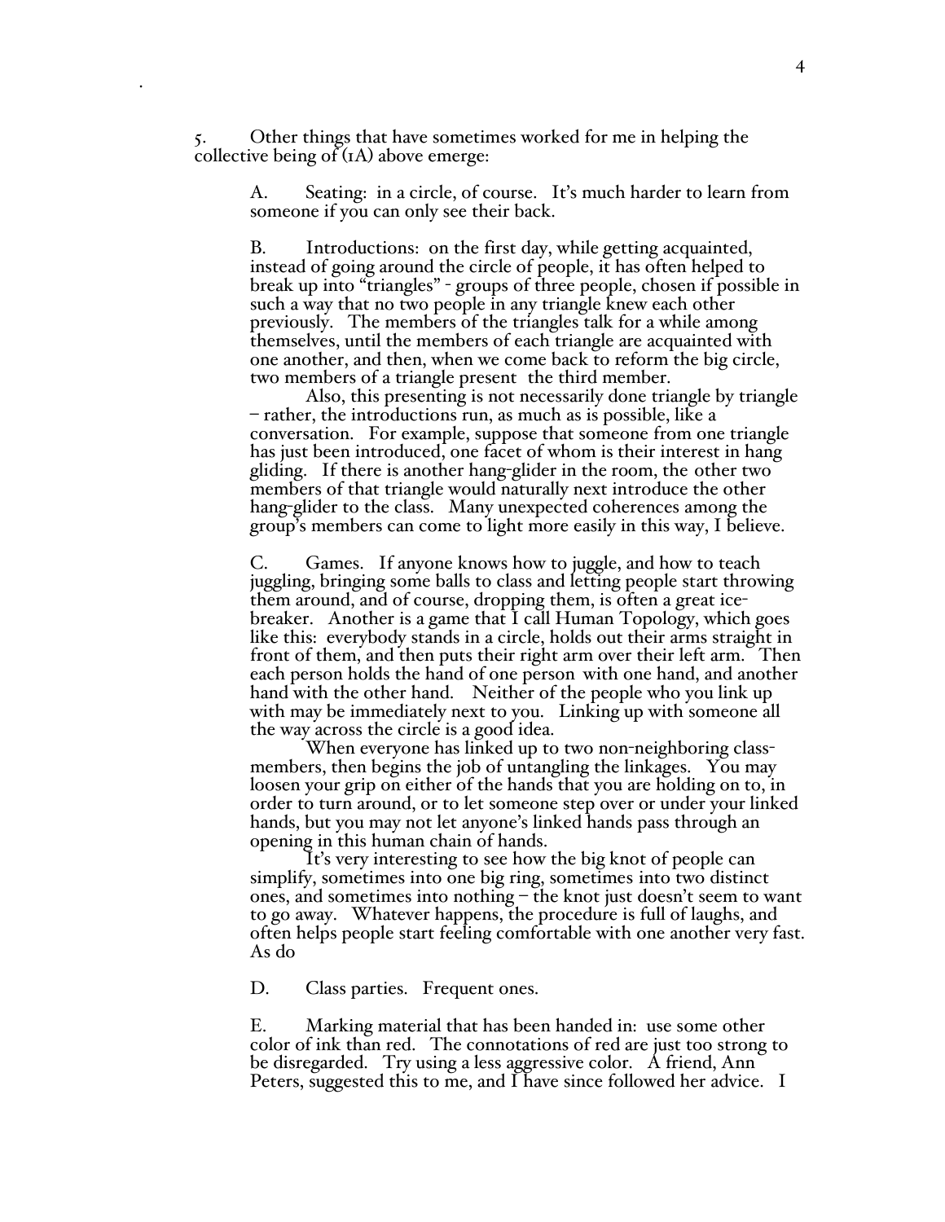5. Other things that have sometimes worked for me in helping the collective being of (1A) above emerge:

A. Seating: in a circle, of course. It's much harder to learn from someone if you can only see their back.

B. Introductions: on the first day, while getting acquainted, instead of going around the circle of people, it has often helped to break up into "triangles" - groups of three people, chosen if possible in such a way that no two people in any triangle knew each other previously. The members of the triangles talk for a while among themselves, until the members of each triangle are acquainted with one another, and then, when we come back to reform the big circle, two members of a triangle present the third member.

Also, this presenting is not necessarily done triangle by triangle – rather, the introductions run, as much as is possible, like a conversation. For example, suppose that someone from one triangle has just been introduced, one facet of whom is their interest in hang gliding. If there is another hang-glider in the room, the other two members of that triangle would naturally next introduce the other hang-glider to the class. Many unexpected coherences among the group's members can come to light more easily in this way, I believe.

C. Games. If anyone knows how to juggle, and how to teach juggling, bringing some balls to class and letting people start throwing them around, and of course, dropping them, is often a great ice-breaker. Another is a game that I call Human Topology, which goes like this: everybody stands in a circle, holds out their arms straight in front of them, and then puts their right arm over their left arm. Then each person holds the hand of one person with one hand, and another hand with the other hand. Neither of the people who you link up with may be immediately next to you. Linking up with someone all the way across the circle is a good idea.

When everyone has linked up to two non-neighboring class-members, then begins the job of untangling the linkages. You may loosen your grip on either of the hands that you are holding on to, in order to turn around, or to let someone step over or under your linked hands, but you may not let anyone's linked hands pass through an opening in this human chain of hands.

It's very interesting to see how the big knot of people can simplify, sometimes into one big ring, sometimes into two distinct ones, and sometimes into nothing – the knot just doesn't seem to want to go away. Whatever happens, the procedure is full of laughs, and often helps people start feeling comfortable with one another very fast. As do

D. Class parties. Frequent ones.

E. Marking material that has been handed in: use some other color of ink than red. The connotations of red are just too strong to be disregarded. Try using a less aggressive color. A friend, Ann Peters, suggested this to me, and I have since followed her advice. I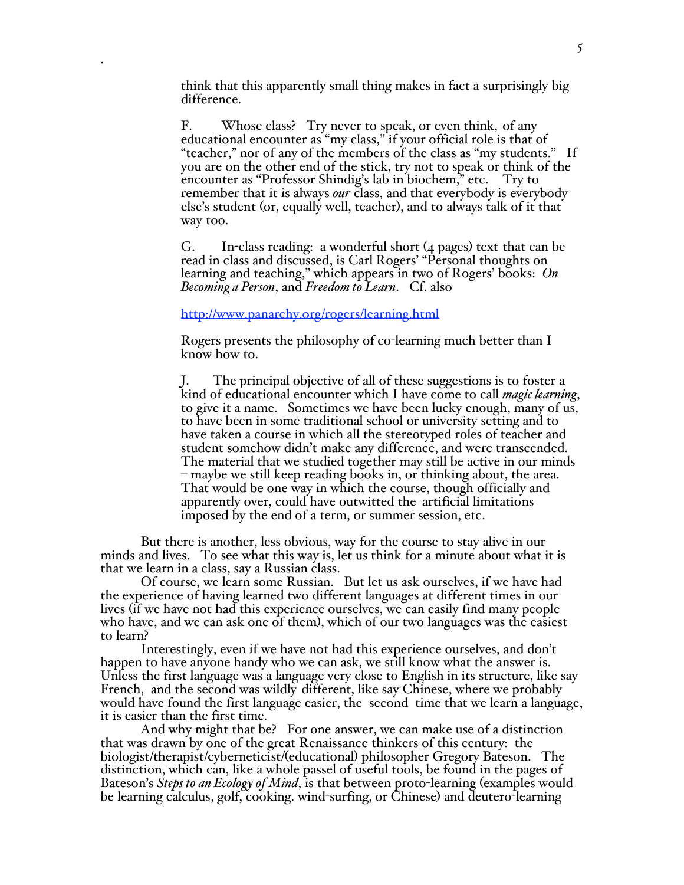think that this apparently small thing makes in fact a surprisingly big difference.

F. Whose class? Try never to speak, or even think, of any educational encounter as "my class," if your official role is that of "teacher," nor of any of the members of the class as "my students." If you are on the other end of the stick, try not to speak or think of the encounter as "Professor Shindig's lab in biochem," etc. Try to remember that it is always *our* class, and that everybody is everybody else's student (or, equally well, teacher), and to always talk of it that way too.

G. In-class reading: a wonderful short (4 pages) text that can be read in class and discussed, is Carl Rogers' "Personal thoughts on learning and teaching," which appears in two of Rogers' books: *On Becoming a Person*, and *Freedom to Learn*. Cf. also

http://www.panarchy.org/rogers/learning.html

Rogers presents the philosophy of co-learning much better than I know how to.

J. The principal objective of all of these suggestions is to foster a kind of educational encounter which I have come to call *magic learning*, to give it a name. Sometimes we have been lucky enough, many of us, to have been in some traditional school or university setting and to have taken a course in which all the stereotyped roles of teacher and student somehow didn't make any difference, and were transcended. The material that we studied together may still be active in our minds – maybe we still keep reading books in, or thinking about, the area. That would be one way in which the course, though officially and apparently over, could have outwitted the artificial limitations imposed by the end of a term, or summer session, etc.

But there is another, less obvious, way for the course to stay alive in our minds and lives. To see what this way is, let us think for a minute about what it is that we learn in a class, say a Russian class.

Of course, we learn some Russian. But let us ask ourselves, if we have had the experience of having learned two different languages at different times in our lives (if we have not had this experience ourselves, we can easily find many people who have, and we can ask one of them), which of our two languages was the easiest to learn?

Interestingly, even if we have not had this experience ourselves, and don't happen to have anyone handy who we can ask, we still know what the answer is. Unless the first language was a language very close to English in its structure, like say French, and the second was wildly different, like say Chinese, where we probably would have found the first language easier, the second time that we learn a language, it is easier than the first time.

And why might that be? For one answer, we can make use of a distinction that was drawn by one of the great Renaissance thinkers of this century: the biologist/therapist/cyberneticist/(educational) philosopher Gregory Bateson. The distinction, which can, like a whole passel of useful tools, be found in the pages of Bateson's *Steps to an Ecology of Mind*, is that between proto-learning (examples would be learning calculus, golf, cooking. wind-surfing, or Chinese) and deutero-learning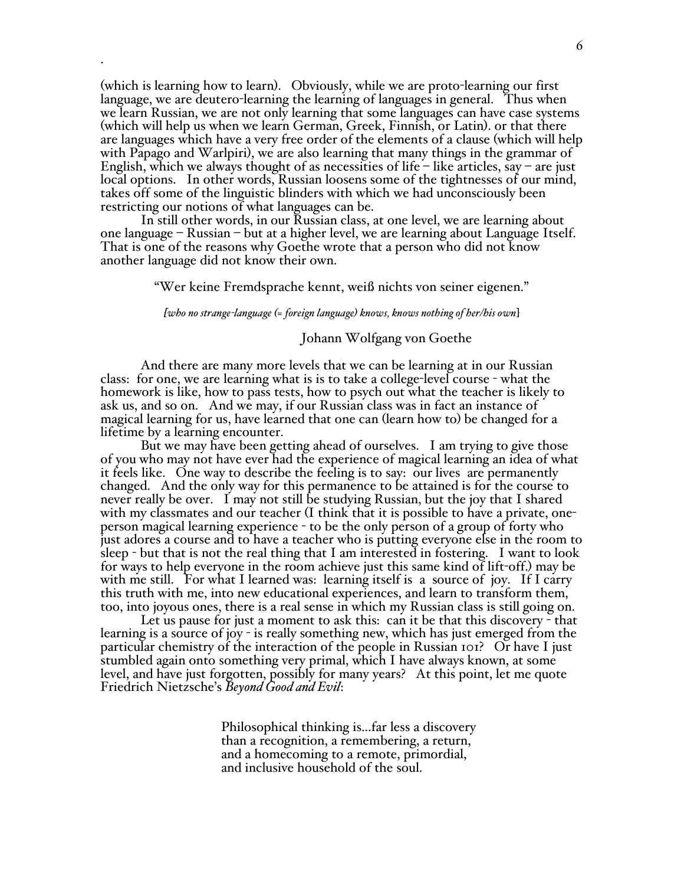(which is learning how to learn). Obviously, while we are proto-learning our first language, we are deutero-learning the learning of languages in general. Thus when we learn Russian, we are not only learning that some languages can have case systems (which will help us when we learn German, Greek, Finnish, or Latin). or that there are languages which have a very free order of the elements of a clause (which will help with Papago and Warlpiri), we are also learning that many things in the grammar of English, which we always thought of as necessities of life – like articles, say – are just local options. In other words, Russian loosens some of the tightnesses of our mind, takes off some of the linguistic blinders with which we had unconsciously been restricting our notions of what languages can be.

In still other words, in our Russian class, at one level, we are learning about one language – Russian – but at a higher level, we are learning about Language Itself. That is one of the reasons why Goethe wrote that a person who did not know another language did not know their own.

> "Wer keine Fremdsprache kennt, weiß nichts von seiner eigenen."
>
> *[who no strange-language (= foreign language) knows, knows nothing of her/his own]*
>
> Johann Wolfgang von Goethe

And there are many more levels that we can be learning at in our Russian class: for one, we are learning what is is to take a college-level course - what the homework is like, how to pass tests, how to psych out what the teacher is likely to ask us, and so on. And we may, if our Russian class was in fact an instance of magical learning for us, have learned that one can (learn how to) be changed for a lifetime by a learning encounter.

But we may have been getting ahead of ourselves. I am trying to give those of you who may not have ever had the experience of magical learning an idea of what it feels like. One way to describe the feeling is to say: our lives are permanently changed. And the only way for this permanence to be attained is for the course to never really be over. I may not still be studying Russian, but the joy that I shared with my classmates and our teacher (I think that it is possible to have a private, one-person magical learning experience - to be the only person of a group of forty who just adores a course and to have a teacher who is putting everyone else in the room to sleep - but that is not the real thing that I am interested in fostering. I want to look for ways to help everyone in the room achieve just this same kind of lift-off.) may be with me still. For what I learned was: learning itself is a source of joy. If I carry this truth with me, into new educational experiences, and learn to transform them, too, into joyous ones, there is a real sense in which my Russian class is still going on.

Let us pause for just a moment to ask this: can it be that this discovery - that learning is a source of joy - is really something new, which has just emerged from the particular chemistry of the interaction of the people in Russian 101? Or have I just stumbled again onto something very primal, which I have always known, at some level, and have just forgotten, possibly for many years? At this point, let me quote Friedrich Nietzsche's *Beyond Good and Evil*:

> Philosophical thinking is…far less a discovery than a recognition, a remembering, a return, and a homecoming to a remote, primordial, and inclusive household of the soul.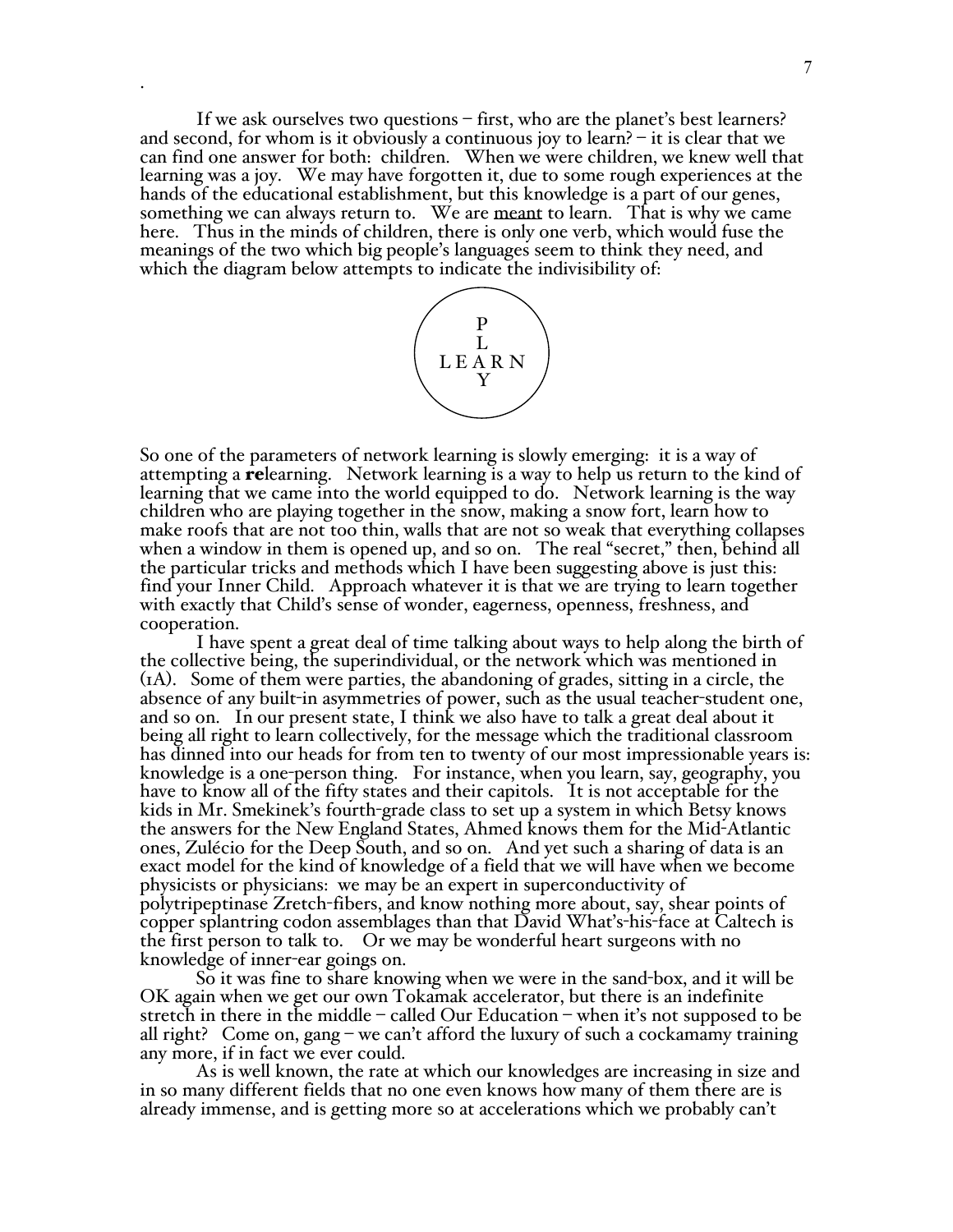If we ask ourselves two questions – first, who are the planet's best learners? and second, for whom is it obviously a continuous joy to learn? – it is clear that we can find one answer for both: children. When we were children, we knew well that learning was a joy. We may have forgotten it, due to some rough experiences at the hands of the educational establishment, but this knowledge is a part of our genes, something we can always return to. We are <u>meant</u> to learn. That is why we came here. Thus in the minds of children, there is only one verb, which would fuse the meanings of the two which big people's languages seem to think they need, and which the diagram below attempts to indicate the indivisibility of:

```
    P
    L
L E A R N
    Y
```

So one of the parameters of network learning is slowly emerging: it is a way of attempting a **re**learning. Network learning is a way to help us return to the kind of learning that we came into the world equipped to do. Network learning is the way children who are playing together in the snow, making a snow fort, learn how to make roofs that are not too thin, walls that are not so weak that everything collapses when a window in them is opened up, and so on. The real "secret," then, behind all the particular tricks and methods which I have been suggesting above is just this: find your Inner Child. Approach whatever it is that we are trying to learn together with exactly that Child's sense of wonder, eagerness, openness, freshness, and cooperation.

I have spent a great deal of time talking about ways to help along the birth of the collective being, the superindividual, or the network which was mentioned in (1A). Some of them were parties, the abandoning of grades, sitting in a circle, the absence of any built-in asymmetries of power, such as the usual teacher-student one, and so on. In our present state, I think we also have to talk a great deal about it being all right to learn collectively, for the message which the traditional classroom has dinned into our heads for from ten to twenty of our most impressionable years is: knowledge is a one-person thing. For instance, when you learn, say, geography, you have to know all of the fifty states and their capitols. It is not acceptable for the kids in Mr. Smekinek's fourth-grade class to set up a system in which Betsy knows the answers for the New England States, Ahmed knows them for the Mid-Atlantic ones, Zulécio for the Deep South, and so on. And yet such a sharing of data is an exact model for the kind of knowledge of a field that we will have when we become physicists or physicians: we may be an expert in superconductivity of polytripeptinase Zretch-fibers, and know nothing more about, say, shear points of copper splantring codon assemblages than that David What's-his-face at Caltech is the first person to talk to. Or we may be wonderful heart surgeons with no knowledge of inner-ear goings on.

So it was fine to share knowing when we were in the sand-box, and it will be OK again when we get our own Tokamak accelerator, but there is an indefinite stretch in there in the middle – called Our Education – when it's not supposed to be all right? Come on, gang – we can't afford the luxury of such a cockamamy training any more, if in fact we ever could.

As is well known, the rate at which our knowledges are increasing in size and in so many different fields that no one even knows how many of them there are is already immense, and is getting more so at accelerations which we probably can't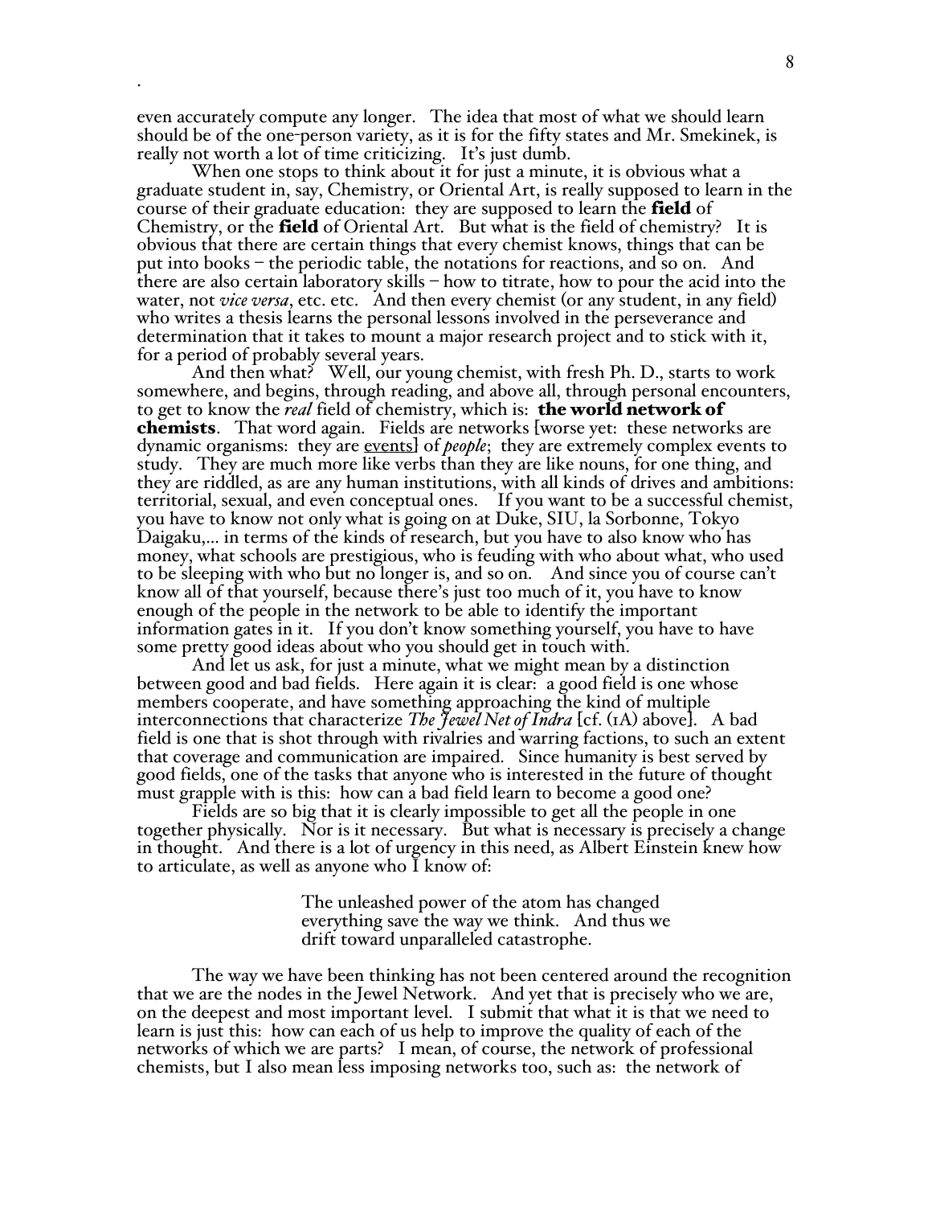even accurately compute any longer. The idea that most of what we should learn should be of the one-person variety, as it is for the fifty states and Mr. Smekinek, is really not worth a lot of time criticizing. It's just dumb.

When one stops to think about it for just a minute, it is obvious what a graduate student in, say, Chemistry, or Oriental Art, is really supposed to learn in the course of their graduate education: they are supposed to learn the **field** of Chemistry, or the **field** of Oriental Art. But what is the field of chemistry? It is obvious that there are certain things that every chemist knows, things that can be put into books – the periodic table, the notations for reactions, and so on. And there are also certain laboratory skills – how to titrate, how to pour the acid into the water, not *vice versa*, etc. etc. And then every chemist (or any student, in any field) who writes a thesis learns the personal lessons involved in the perseverance and determination that it takes to mount a major research project and to stick with it, for a period of probably several years.

And then what? Well, our young chemist, with fresh Ph. D., starts to work somewhere, and begins, through reading, and above all, through personal encounters, to get to know the *real* field of chemistry, which is: **the world network of chemists**. That word again. Fields are networks [worse yet: these networks are dynamic organisms: they are <u>events</u>] of *people*; they are extremely complex events to study. They are much more like verbs than they are like nouns, for one thing, and they are riddled, as are any human institutions, with all kinds of drives and ambitions: territorial, sexual, and even conceptual ones. If you want to be a successful chemist, you have to know not only what is going on at Duke, SIU, la Sorbonne, Tokyo Daigaku,... in terms of the kinds of research, but you have to also know who has money, what schools are prestigious, who is feuding with who about what, who used to be sleeping with who but no longer is, and so on. And since you of course can't know all of that yourself, because there's just too much of it, you have to know enough of the people in the network to be able to identify the important information gates in it. If you don't know something yourself, you have to have some pretty good ideas about who you should get in touch with.

And let us ask, for just a minute, what we might mean by a distinction between good and bad fields. Here again it is clear: a good field is one whose members cooperate, and have something approaching the kind of multiple interconnections that characterize *The Jewel Net of Indra* [cf. (1A) above]. A bad field is one that is shot through with rivalries and warring factions, to such an extent that coverage and communication are impaired. Since humanity is best served by good fields, one of the tasks that anyone who is interested in the future of thought must grapple with is this: how can a bad field learn to become a good one?

Fields are so big that it is clearly impossible to get all the people in one together physically. Nor is it necessary. But what is necessary is precisely a change in thought. And there is a lot of urgency in this need, as Albert Einstein knew how to articulate, as well as anyone who I know of:

> The unleashed power of the atom has changed everything save the way we think. And thus we drift toward unparalleled catastrophe.

The way we have been thinking has not been centered around the recognition that we are the nodes in the Jewel Network. And yet that is precisely who we are, on the deepest and most important level. I submit that what it is that we need to learn is just this: how can each of us help to improve the quality of each of the networks of which we are parts? I mean, of course, the network of professional chemists, but I also mean less imposing networks too, such as: the network of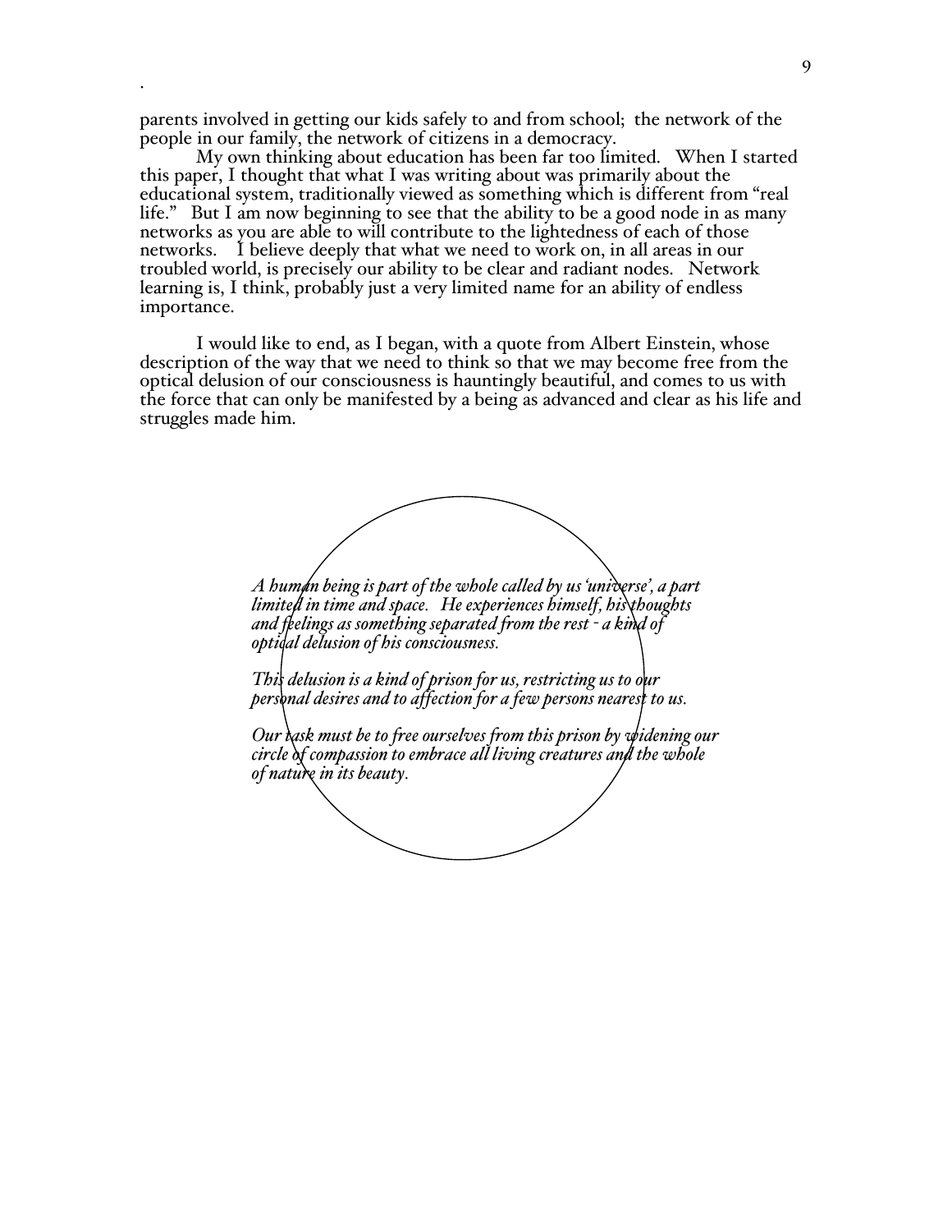parents involved in getting our kids safely to and from school; the network of the people in our family, the network of citizens in a democracy.

My own thinking about education has been far too limited. When I started this paper, I thought that what I was writing about was primarily about the educational system, traditionally viewed as something which is different from "real life." But I am now beginning to see that the ability to be a good node in as many networks as you are able to will contribute to the lightedness of each of those networks. I believe deeply that what we need to work on, in all areas in our troubled world, is precisely our ability to be clear and radiant nodes. Network learning is, I think, probably just a very limited name for an ability of endless importance.

I would like to end, as I began, with a quote from Albert Einstein, whose description of the way that we need to think so that we may become free from the optical delusion of our consciousness is hauntingly beautiful, and comes to us with the force that can only be manifested by a being as advanced and clear as his life and struggles made him.

*A human being is part of the whole called by us 'universe', a part limited in time and space. He experiences himself, his thoughts and feelings as something separated from the rest - a kind of optical delusion of his consciousness.*

*This delusion is a kind of prison for us, restricting us to our personal desires and to affection for a few persons nearest to us.*

*Our task must be to free ourselves from this prison by widening our circle of compassion to embrace all living creatures and the whole of nature in its beauty.*